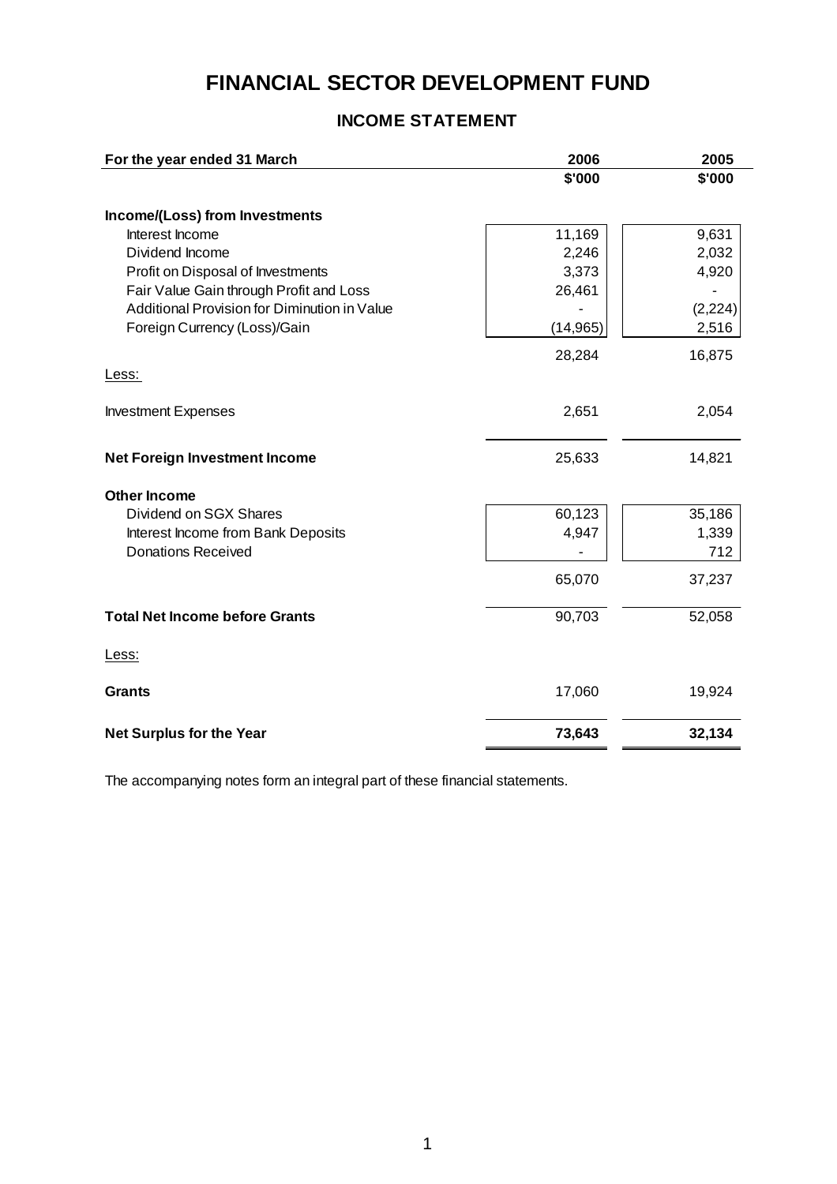# FINANCIAL SECTOR DEVELOPMENT FUND

## INCOME STATEMENT

| For the year ended 31 March | 2006 | 2005 |
|---|---|---|
| | $'000 | $'000 |
| **Income/(Loss) from Investments** | | |
| Interest Income | 11,169 | 9,631 |
| Dividend Income | 2,246 | 2,032 |
| Profit on Disposal of Investments | 3,373 | 4,920 |
| Fair Value Gain through Profit and Loss | 26,461 | - |
| Additional Provision for Diminution in Value | - | (2,224) |
| Foreign Currency (Loss)/Gain | (14,965) | 2,516 |
| | 28,284 | 16,875 |
| Less: | | |
| Investment Expenses | 2,651 | 2,054 |
| **Net Foreign Investment Income** | 25,633 | 14,821 |
| **Other Income** | | |
| Dividend on SGX Shares | 60,123 | 35,186 |
| Interest Income from Bank Deposits | 4,947 | 1,339 |
| Donations Received | - | 712 |
| | 65,070 | 37,237 |
| **Total Net Income before Grants** | 90,703 | 52,058 |
| Less: | | |
| **Grants** | 17,060 | 19,924 |
| **Net Surplus for the Year** | **73,643** | **32,134** |

The accompanying notes form an integral part of these financial statements.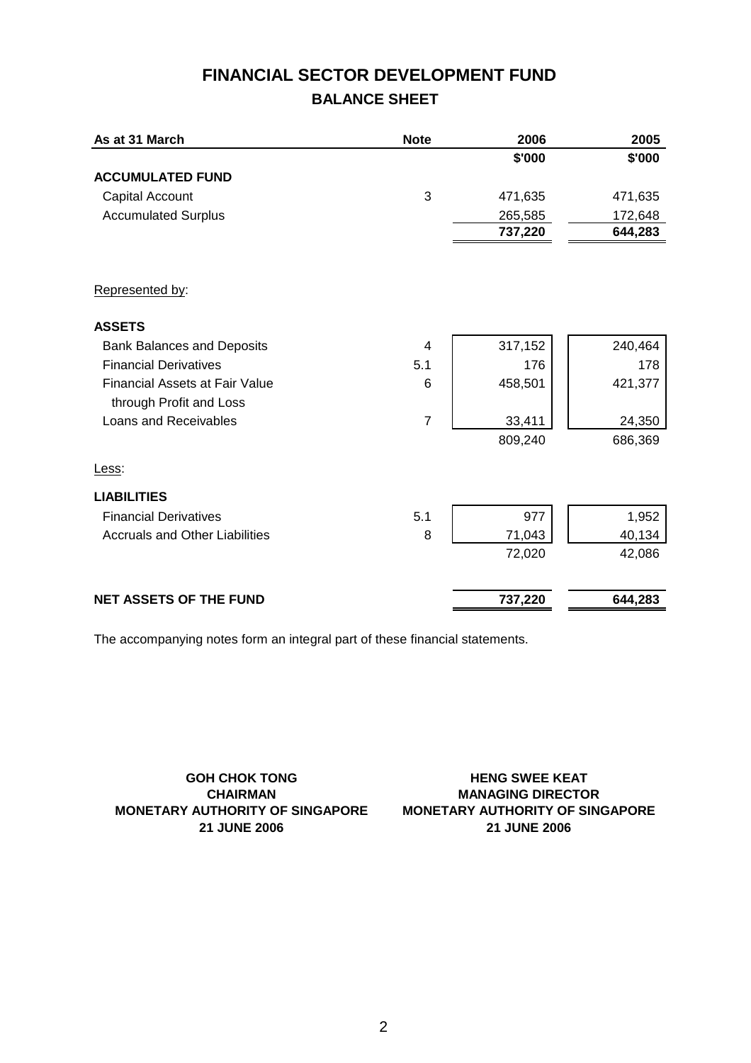# FINANCIAL SECTOR DEVELOPMENT FUND

## BALANCE SHEET

| As at 31 March | Note | 2006 | 2005 |
|---|---|---|---|
| | | $'000 | $'000 |
| **ACCUMULATED FUND** | | | |
| Capital Account | 3 | 471,635 | 471,635 |
| Accumulated Surplus | | 265,585 | 172,648 |
| | | **737,220** | **644,283** |
| Represented by: | | | |
| **ASSETS** | | | |
| Bank Balances and Deposits | 4 | 317,152 | 240,464 |
| Financial Derivatives | 5.1 | 176 | 178 |
| Financial Assets at Fair Value through Profit and Loss | 6 | 458,501 | 421,377 |
| Loans and Receivables | 7 | 33,411 | 24,350 |
| | | 809,240 | 686,369 |
| Less: | | | |
| **LIABILITIES** | | | |
| Financial Derivatives | 5.1 | 977 | 1,952 |
| Accruals and Other Liabilities | 8 | 71,043 | 40,134 |
| | | 72,020 | 42,086 |
| **NET ASSETS OF THE FUND** | | **737,220** | **644,283** |

The accompanying notes form an integral part of these financial statements.

**GOH CHOK TONG**
**CHAIRMAN**
**MONETARY AUTHORITY OF SINGAPORE**
**21 JUNE 2006**

**HENG SWEE KEAT**
**MANAGING DIRECTOR**
**MONETARY AUTHORITY OF SINGAPORE**
**21 JUNE 2006**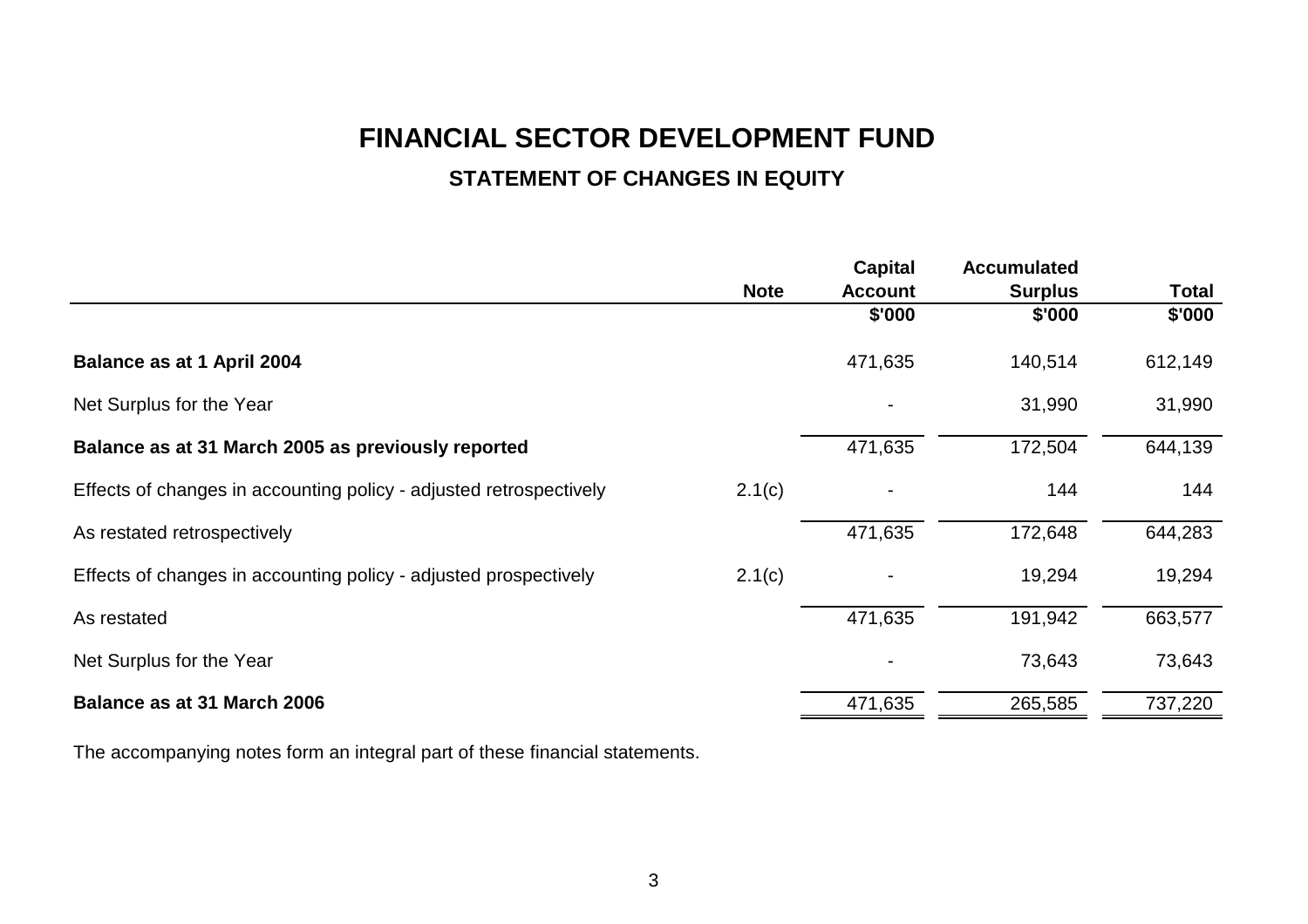# FINANCIAL SECTOR DEVELOPMENT FUND

## STATEMENT OF CHANGES IN EQUITY

| | Note | Capital Account | Accumulated Surplus | Total |
|---|---|---|---|---|
| | | $'000 | $'000 | $'000 |
| **Balance as at 1 April 2004** | | 471,635 | 140,514 | 612,149 |
| Net Surplus for the Year | | - | 31,990 | 31,990 |
| **Balance as at 31 March 2005 as previously reported** | | 471,635 | 172,504 | 644,139 |
| Effects of changes in accounting policy - adjusted retrospectively | 2.1(c) | - | 144 | 144 |
| As restated retrospectively | | 471,635 | 172,648 | 644,283 |
| Effects of changes in accounting policy - adjusted prospectively | 2.1(c) | - | 19,294 | 19,294 |
| As restated | | 471,635 | 191,942 | 663,577 |
| Net Surplus for the Year | | - | 73,643 | 73,643 |
| **Balance as at 31 March 2006** | | 471,635 | 265,585 | 737,220 |

The accompanying notes form an integral part of these financial statements.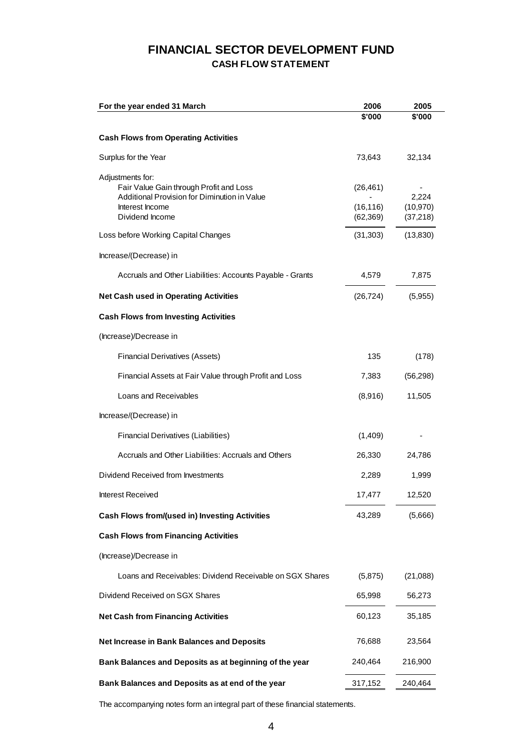# FINANCIAL SECTOR DEVELOPMENT FUND

## CASH FLOW STATEMENT

| For the year ended 31 March | 2006 | 2005 |
|---|---|---|
| | $'000 | $'000 |
| **Cash Flows from Operating Activities** | | |
| Surplus for the Year | 73,643 | 32,134 |
| Adjustments for: | | |
| Fair Value Gain through Profit and Loss | (26,461) | - |
| Additional Provision for Diminution in Value | - | 2,224 |
| Interest Income | (16,116) | (10,970) |
| Dividend Income | (62,369) | (37,218) |
| Loss before Working Capital Changes | (31,303) | (13,830) |
| Increase/(Decrease) in | | |
| Accruals and Other Liabilities: Accounts Payable - Grants | 4,579 | 7,875 |
| **Net Cash used in Operating Activities** | (26,724) | (5,955) |
| **Cash Flows from Investing Activities** | | |
| (Increase)/Decrease in | | |
| Financial Derivatives (Assets) | 135 | (178) |
| Financial Assets at Fair Value through Profit and Loss | 7,383 | (56,298) |
| Loans and Receivables | (8,916) | 11,505 |
| Increase/(Decrease) in | | |
| Financial Derivatives (Liabilities) | (1,409) | - |
| Accruals and Other Liabilities: Accruals and Others | 26,330 | 24,786 |
| Dividend Received from Investments | 2,289 | 1,999 |
| Interest Received | 17,477 | 12,520 |
| **Cash Flows from/(used in) Investing Activities** | 43,289 | (5,666) |
| **Cash Flows from Financing Activities** | | |
| (Increase)/Decrease in | | |
| Loans and Receivables: Dividend Receivable on SGX Shares | (5,875) | (21,088) |
| Dividend Received on SGX Shares | 65,998 | 56,273 |
| **Net Cash from Financing Activities** | 60,123 | 35,185 |
| **Net Increase in Bank Balances and Deposits** | 76,688 | 23,564 |
| **Bank Balances and Deposits as at beginning of the year** | 240,464 | 216,900 |
| **Bank Balances and Deposits as at end of the year** | 317,152 | 240,464 |

The accompanying notes form an integral part of these financial statements.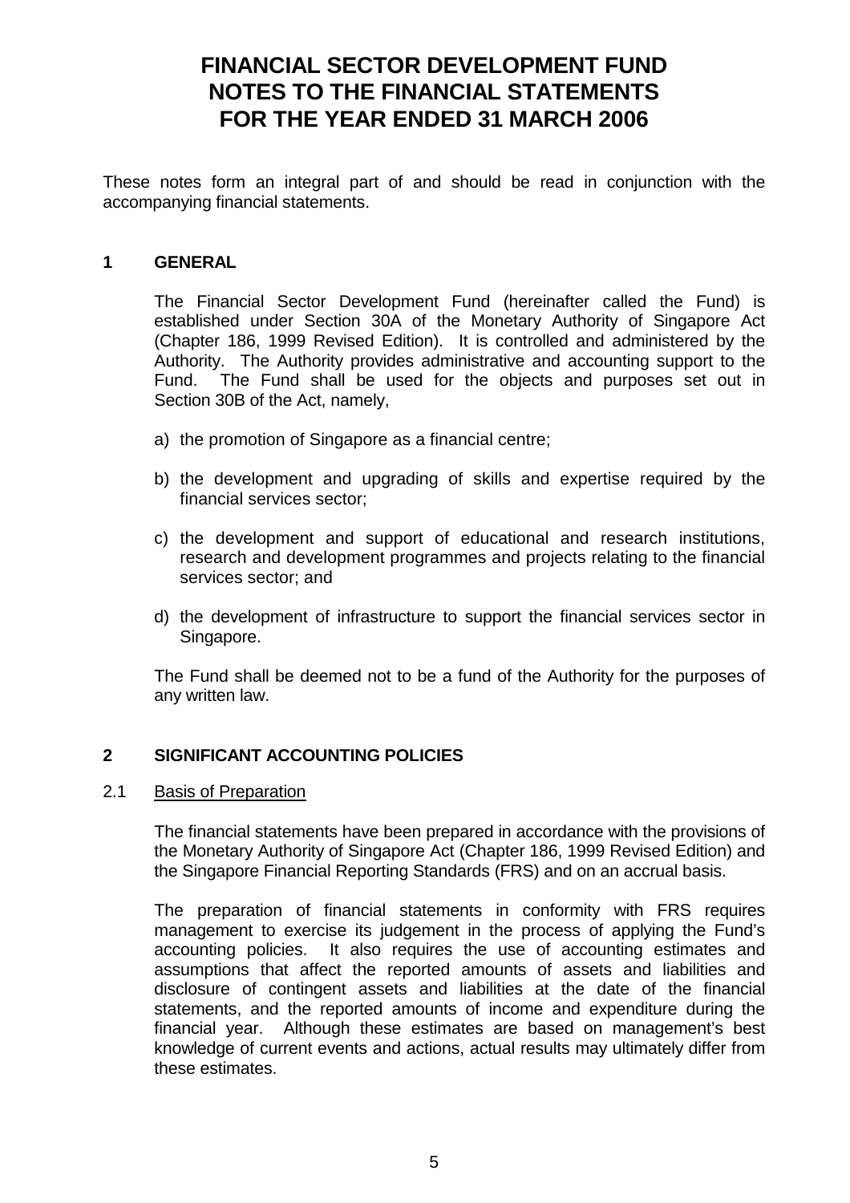# FINANCIAL SECTOR DEVELOPMENT FUND
# NOTES TO THE FINANCIAL STATEMENTS
# FOR THE YEAR ENDED 31 MARCH 2006

These notes form an integral part of and should be read in conjunction with the accompanying financial statements.

## 1 GENERAL

The Financial Sector Development Fund (hereinafter called the Fund) is established under Section 30A of the Monetary Authority of Singapore Act (Chapter 186, 1999 Revised Edition). It is controlled and administered by the Authority. The Authority provides administrative and accounting support to the Fund. The Fund shall be used for the objects and purposes set out in Section 30B of the Act, namely,

a) the promotion of Singapore as a financial centre;

b) the development and upgrading of skills and expertise required by the financial services sector;

c) the development and support of educational and research institutions, research and development programmes and projects relating to the financial services sector; and

d) the development of infrastructure to support the financial services sector in Singapore.

The Fund shall be deemed not to be a fund of the Authority for the purposes of any written law.

## 2 SIGNIFICANT ACCOUNTING POLICIES

### 2.1 Basis of Preparation

The financial statements have been prepared in accordance with the provisions of the Monetary Authority of Singapore Act (Chapter 186, 1999 Revised Edition) and the Singapore Financial Reporting Standards (FRS) and on an accrual basis.

The preparation of financial statements in conformity with FRS requires management to exercise its judgement in the process of applying the Fund's accounting policies. It also requires the use of accounting estimates and assumptions that affect the reported amounts of assets and liabilities and disclosure of contingent assets and liabilities at the date of the financial statements, and the reported amounts of income and expenditure during the financial year. Although these estimates are based on management's best knowledge of current events and actions, actual results may ultimately differ from these estimates.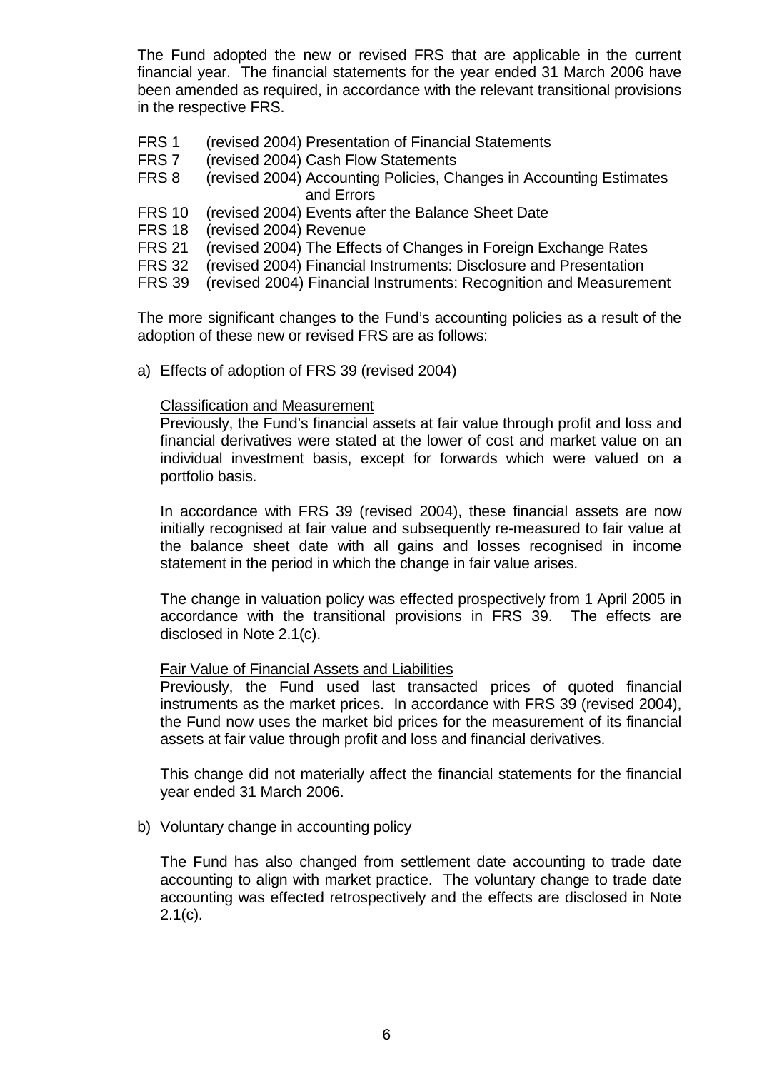The Fund adopted the new or revised FRS that are applicable in the current financial year. The financial statements for the year ended 31 March 2006 have been amended as required, in accordance with the relevant transitional provisions in the respective FRS.

- FRS 1 (revised 2004) Presentation of Financial Statements
- FRS 7 (revised 2004) Cash Flow Statements
- FRS 8 (revised 2004) Accounting Policies, Changes in Accounting Estimates and Errors
- FRS 10 (revised 2004) Events after the Balance Sheet Date
- FRS 18 (revised 2004) Revenue
- FRS 21 (revised 2004) The Effects of Changes in Foreign Exchange Rates
- FRS 32 (revised 2004) Financial Instruments: Disclosure and Presentation
- FRS 39 (revised 2004) Financial Instruments: Recognition and Measurement

The more significant changes to the Fund's accounting policies as a result of the adoption of these new or revised FRS are as follows:

a) Effects of adoption of FRS 39 (revised 2004)

Classification and Measurement

Previously, the Fund's financial assets at fair value through profit and loss and financial derivatives were stated at the lower of cost and market value on an individual investment basis, except for forwards which were valued on a portfolio basis.

In accordance with FRS 39 (revised 2004), these financial assets are now initially recognised at fair value and subsequently re-measured to fair value at the balance sheet date with all gains and losses recognised in income statement in the period in which the change in fair value arises.

The change in valuation policy was effected prospectively from 1 April 2005 in accordance with the transitional provisions in FRS 39. The effects are disclosed in Note 2.1(c).

Fair Value of Financial Assets and Liabilities

Previously, the Fund used last transacted prices of quoted financial instruments as the market prices. In accordance with FRS 39 (revised 2004), the Fund now uses the market bid prices for the measurement of its financial assets at fair value through profit and loss and financial derivatives.

This change did not materially affect the financial statements for the financial year ended 31 March 2006.

b) Voluntary change in accounting policy

The Fund has also changed from settlement date accounting to trade date accounting to align with market practice. The voluntary change to trade date accounting was effected retrospectively and the effects are disclosed in Note 2.1(c).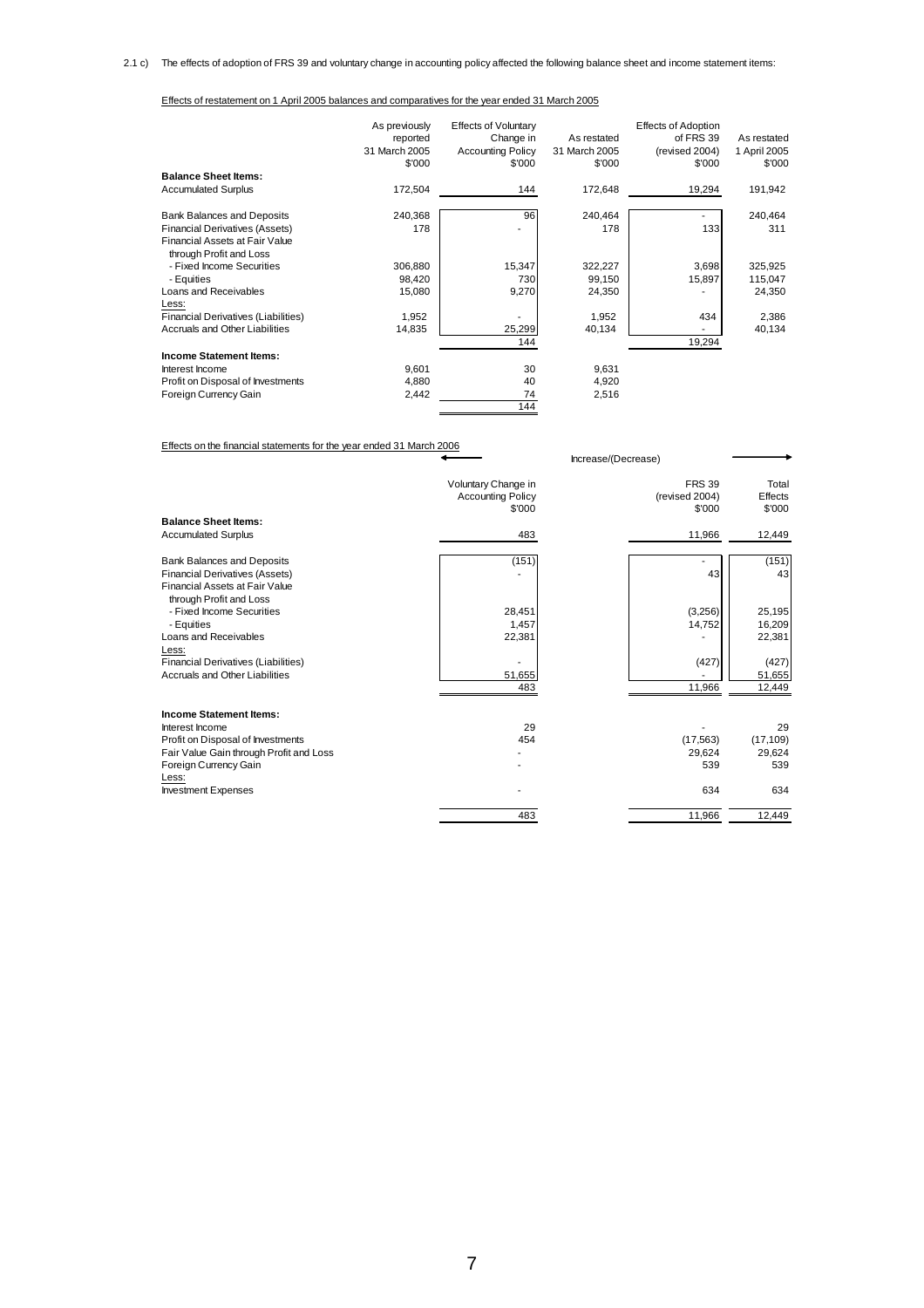2.1 c) The effects of adoption of FRS 39 and voluntary change in accounting policy affected the following balance sheet and income statement items:

Effects of restatement on 1 April 2005 balances and comparatives for the year ended 31 March 2005

| | As previously reported 31 March 2005 $'000 | Effects of Voluntary Change in Accounting Policy $'000 | As restated 31 March 2005 $'000 | Effects of Adoption of FRS 39 (revised 2004) $'000 | As restated 1 April 2005 $'000 |
|---|---|---|---|---|---|
| **Balance Sheet Items:** | | | | | |
| Accumulated Surplus | 172,504 | 144 | 172,648 | 19,294 | 191,942 |
| Bank Balances and Deposits | 240,368 | 96 | 240,464 | - | 240,464 |
| Financial Derivatives (Assets) | 178 | - | 178 | 133 | 311 |
| Financial Assets at Fair Value through Profit and Loss | | | | | |
| - Fixed Income Securities | 306,880 | 15,347 | 322,227 | 3,698 | 325,925 |
| - Equities | 98,420 | 730 | 99,150 | 15,897 | 115,047 |
| Loans and Receivables | 15,080 | 9,270 | 24,350 | - | 24,350 |
| Less: | | | | | |
| Financial Derivatives (Liabilities) | 1,952 | - | 1,952 | 434 | 2,386 |
| Accruals and Other Liabilities | 14,835 | 25,299 | 40,134 | - | 40,134 |
| | | 144 | | 19,294 | |
| **Income Statement Items:** | | | | | |
| Interest Income | 9,601 | 30 | 9,631 | | |
| Profit on Disposal of Investments | 4,880 | 40 | 4,920 | | |
| Foreign Currency Gain | 2,442 | 74 | 2,516 | | |
| | | 144 | | | |

Effects on the financial statements for the year ended 31 March 2006

| | Increase/(Decrease) | | |
|---|---|---|---|
| | Voluntary Change in Accounting Policy $'000 | FRS 39 (revised 2004) $'000 | Total Effects $'000 |
| **Balance Sheet Items:** | | | |
| Accumulated Surplus | 483 | 11,966 | 12,449 |
| Bank Balances and Deposits | (151) | - | (151) |
| Financial Derivatives (Assets) | - | 43 | 43 |
| Financial Assets at Fair Value through Profit and Loss | | | |
| - Fixed Income Securities | 28,451 | (3,256) | 25,195 |
| - Equities | 1,457 | 14,752 | 16,209 |
| Loans and Receivables | 22,381 | - | 22,381 |
| Less: | | | |
| Financial Derivatives (Liabilities) | - | (427) | (427) |
| Accruals and Other Liabilities | 51,655 | - | 51,655 |
| | 483 | 11,966 | 12,449 |
| **Income Statement Items:** | | | |
| Interest Income | 29 | - | 29 |
| Profit on Disposal of Investments | 454 | (17,563) | (17,109) |
| Fair Value Gain through Profit and Loss | - | 29,624 | 29,624 |
| Foreign Currency Gain | - | 539 | 539 |
| Less: | | | |
| Investment Expenses | - | 634 | 634 |
| | 483 | 11,966 | 12,449 |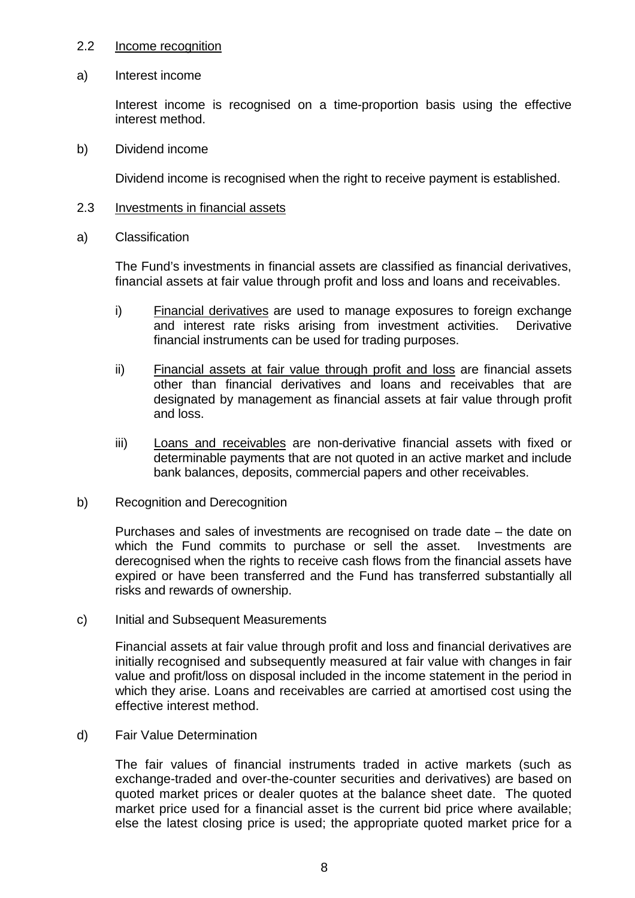2.2 Income recognition

a) Interest income

Interest income is recognised on a time-proportion basis using the effective interest method.

b) Dividend income

Dividend income is recognised when the right to receive payment is established.

2.3 Investments in financial assets

a) Classification

The Fund's investments in financial assets are classified as financial derivatives, financial assets at fair value through profit and loss and loans and receivables.

i) Financial derivatives are used to manage exposures to foreign exchange and interest rate risks arising from investment activities. Derivative financial instruments can be used for trading purposes.

ii) Financial assets at fair value through profit and loss are financial assets other than financial derivatives and loans and receivables that are designated by management as financial assets at fair value through profit and loss.

iii) Loans and receivables are non-derivative financial assets with fixed or determinable payments that are not quoted in an active market and include bank balances, deposits, commercial papers and other receivables.

b) Recognition and Derecognition

Purchases and sales of investments are recognised on trade date – the date on which the Fund commits to purchase or sell the asset. Investments are derecognised when the rights to receive cash flows from the financial assets have expired or have been transferred and the Fund has transferred substantially all risks and rewards of ownership.

c) Initial and Subsequent Measurements

Financial assets at fair value through profit and loss and financial derivatives are initially recognised and subsequently measured at fair value with changes in fair value and profit/loss on disposal included in the income statement in the period in which they arise. Loans and receivables are carried at amortised cost using the effective interest method.

d) Fair Value Determination

The fair values of financial instruments traded in active markets (such as exchange-traded and over-the-counter securities and derivatives) are based on quoted market prices or dealer quotes at the balance sheet date. The quoted market price used for a financial asset is the current bid price where available; else the latest closing price is used; the appropriate quoted market price for a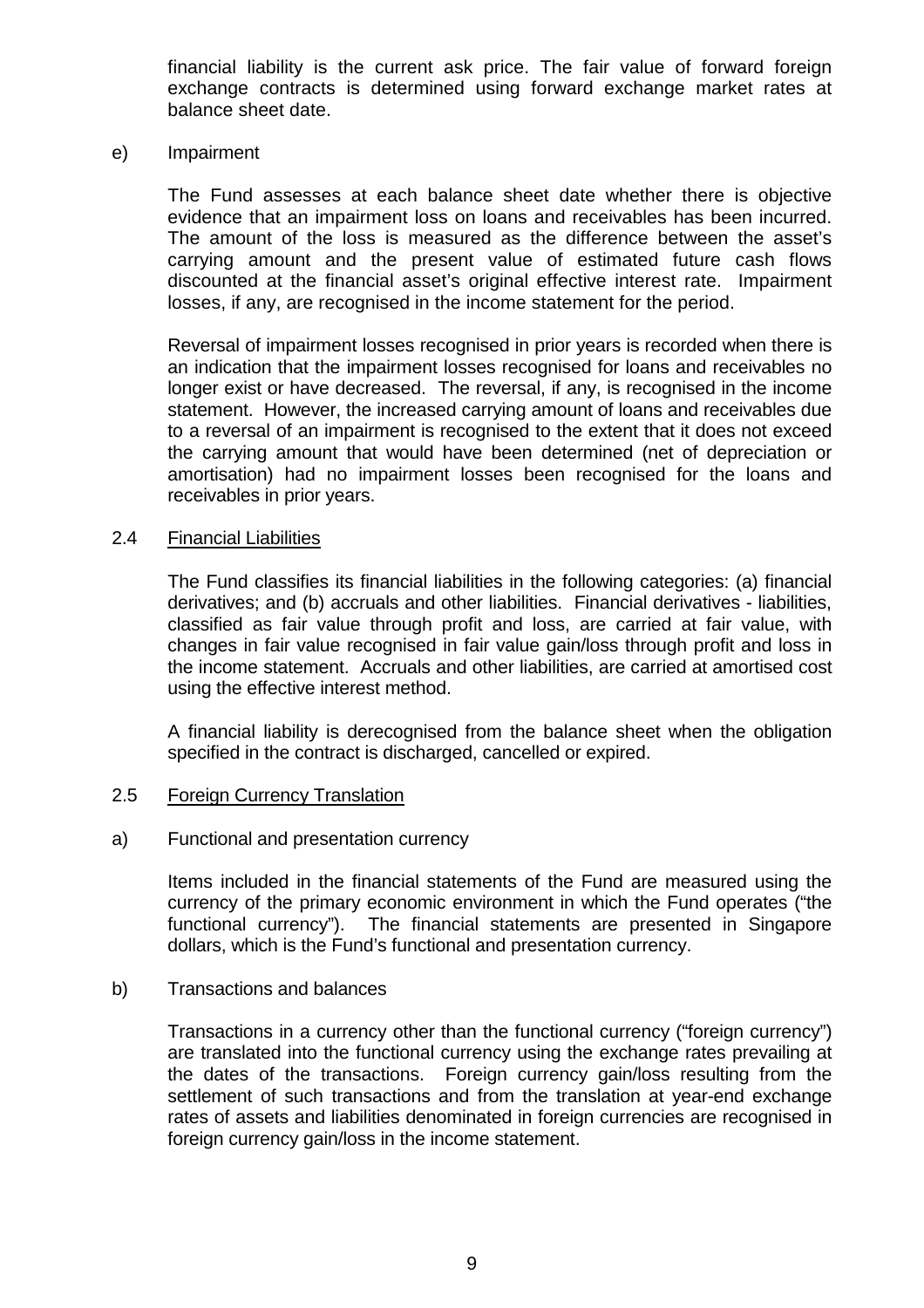financial liability is the current ask price. The fair value of forward foreign exchange contracts is determined using forward exchange market rates at balance sheet date.

e) Impairment

The Fund assesses at each balance sheet date whether there is objective evidence that an impairment loss on loans and receivables has been incurred. The amount of the loss is measured as the difference between the asset's carrying amount and the present value of estimated future cash flows discounted at the financial asset's original effective interest rate. Impairment losses, if any, are recognised in the income statement for the period.

Reversal of impairment losses recognised in prior years is recorded when there is an indication that the impairment losses recognised for loans and receivables no longer exist or have decreased. The reversal, if any, is recognised in the income statement. However, the increased carrying amount of loans and receivables due to a reversal of an impairment is recognised to the extent that it does not exceed the carrying amount that would have been determined (net of depreciation or amortisation) had no impairment losses been recognised for the loans and receivables in prior years.

## 2.4 Financial Liabilities

The Fund classifies its financial liabilities in the following categories: (a) financial derivatives; and (b) accruals and other liabilities. Financial derivatives - liabilities, classified as fair value through profit and loss, are carried at fair value, with changes in fair value recognised in fair value gain/loss through profit and loss in the income statement. Accruals and other liabilities, are carried at amortised cost using the effective interest method.

A financial liability is derecognised from the balance sheet when the obligation specified in the contract is discharged, cancelled or expired.

## 2.5 Foreign Currency Translation

a) Functional and presentation currency

Items included in the financial statements of the Fund are measured using the currency of the primary economic environment in which the Fund operates ("the functional currency"). The financial statements are presented in Singapore dollars, which is the Fund's functional and presentation currency.

b) Transactions and balances

Transactions in a currency other than the functional currency ("foreign currency") are translated into the functional currency using the exchange rates prevailing at the dates of the transactions. Foreign currency gain/loss resulting from the settlement of such transactions and from the translation at year-end exchange rates of assets and liabilities denominated in foreign currencies are recognised in foreign currency gain/loss in the income statement.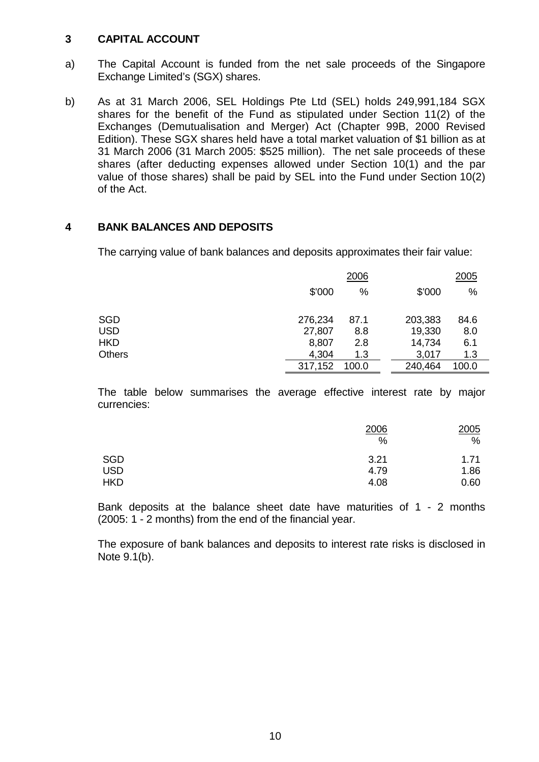## 3 CAPITAL ACCOUNT

a) The Capital Account is funded from the net sale proceeds of the Singapore Exchange Limited's (SGX) shares.

b) As at 31 March 2006, SEL Holdings Pte Ltd (SEL) holds 249,991,184 SGX shares for the benefit of the Fund as stipulated under Section 11(2) of the Exchanges (Demutualisation and Merger) Act (Chapter 99B, 2000 Revised Edition). These SGX shares held have a total market valuation of $1 billion as at 31 March 2006 (31 March 2005: $525 million). The net sale proceeds of these shares (after deducting expenses allowed under Section 10(1) and the par value of those shares) shall be paid by SEL into the Fund under Section 10(2) of the Act.

## 4 BANK BALANCES AND DEPOSITS

The carrying value of bank balances and deposits approximates their fair value:

| | 2006 | | 2005 | |
|---|---|---|---|---|
| | $'000 | % | $'000 | % |
| SGD | 276,234 | 87.1 | 203,383 | 84.6 |
| USD | 27,807 | 8.8 | 19,330 | 8.0 |
| HKD | 8,807 | 2.8 | 14,734 | 6.1 |
| Others | 4,304 | 1.3 | 3,017 | 1.3 |
| | 317,152 | 100.0 | 240,464 | 100.0 |

The table below summarises the average effective interest rate by major currencies:

| | 2006 | 2005 |
|---|---|---|
| | % | % |
| SGD | 3.21 | 1.71 |
| USD | 4.79 | 1.86 |
| HKD | 4.08 | 0.60 |

Bank deposits at the balance sheet date have maturities of 1 - 2 months (2005: 1 - 2 months) from the end of the financial year.

The exposure of bank balances and deposits to interest rate risks is disclosed in Note 9.1(b).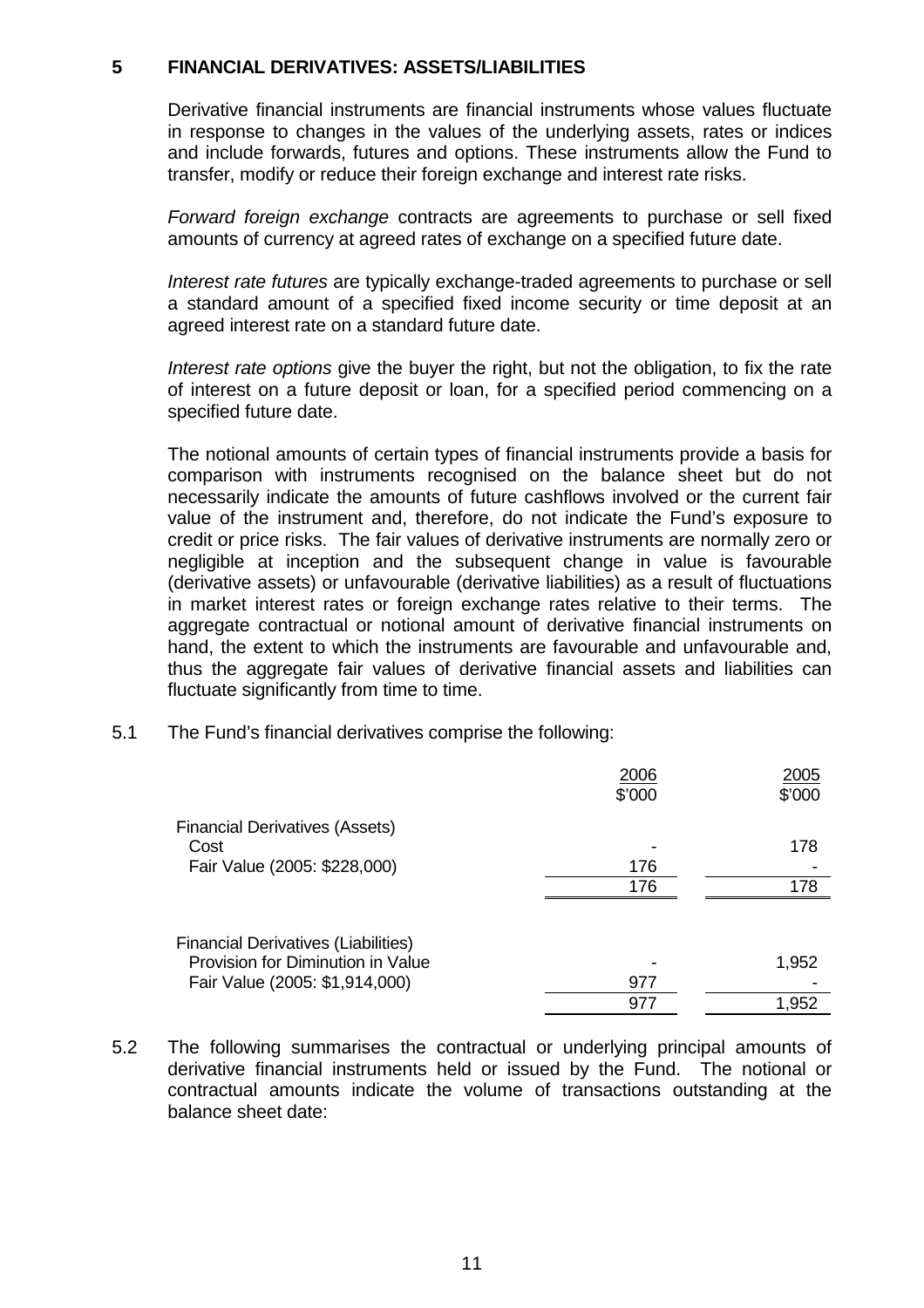## 5 FINANCIAL DERIVATIVES: ASSETS/LIABILITIES

Derivative financial instruments are financial instruments whose values fluctuate in response to changes in the values of the underlying assets, rates or indices and include forwards, futures and options. These instruments allow the Fund to transfer, modify or reduce their foreign exchange and interest rate risks.

*Forward foreign exchange* contracts are agreements to purchase or sell fixed amounts of currency at agreed rates of exchange on a specified future date.

*Interest rate futures* are typically exchange-traded agreements to purchase or sell a standard amount of a specified fixed income security or time deposit at an agreed interest rate on a standard future date.

*Interest rate options* give the buyer the right, but not the obligation, to fix the rate of interest on a future deposit or loan, for a specified period commencing on a specified future date.

The notional amounts of certain types of financial instruments provide a basis for comparison with instruments recognised on the balance sheet but do not necessarily indicate the amounts of future cashflows involved or the current fair value of the instrument and, therefore, do not indicate the Fund's exposure to credit or price risks. The fair values of derivative instruments are normally zero or negligible at inception and the subsequent change in value is favourable (derivative assets) or unfavourable (derivative liabilities) as a result of fluctuations in market interest rates or foreign exchange rates relative to their terms. The aggregate contractual or notional amount of derivative financial instruments on hand, the extent to which the instruments are favourable and unfavourable and, thus the aggregate fair values of derivative financial assets and liabilities can fluctuate significantly from time to time.

5.1 The Fund's financial derivatives comprise the following:

| | 2006<br>$'000 | 2005<br>$'000 |
|---|---|---|
| Financial Derivatives (Assets) | | |
| Cost | - | 178 |
| Fair Value (2005: $228,000) | 176 | - |
| | 176 | 178 |
| Financial Derivatives (Liabilities) | | |
| Provision for Diminution in Value | - | 1,952 |
| Fair Value (2005: $1,914,000) | 977 | - |
| | 977 | 1,952 |

5.2 The following summarises the contractual or underlying principal amounts of derivative financial instruments held or issued by the Fund. The notional or contractual amounts indicate the volume of transactions outstanding at the balance sheet date: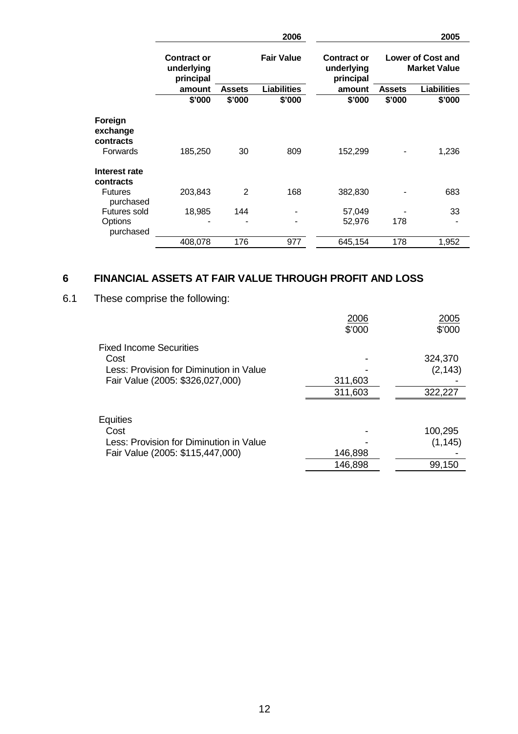| | 2006 | | | 2005 | | |
|---|---|---|---|---|---|---|
| | Contract or underlying principal amount | Fair Value | | Contract or underlying principal amount | Lower of Cost and Market Value | |
| | | Assets | Liabilities | | Assets | Liabilities |
| | $'000 | $'000 | $'000 | $'000 | $'000 | $'000 |
| **Foreign exchange contracts** | | | | | | |
| Forwards | 185,250 | 30 | 809 | 152,299 | - | 1,236 |
| **Interest rate contracts** | | | | | | |
| Futures purchased | 203,843 | 2 | 168 | 382,830 | - | 683 |
| Futures sold | 18,985 | 144 | - | 57,049 | - | 33 |
| Options purchased | - | - | - | 52,976 | 178 | - |
| | 408,078 | 176 | 977 | 645,154 | 178 | 1,952 |

## 6 FINANCIAL ASSETS AT FAIR VALUE THROUGH PROFIT AND LOSS

6.1 These comprise the following:

| | 2006 | 2005 |
|---|---|---|
| | $'000 | $'000 |
| Fixed Income Securities | | |
| Cost | - | 324,370 |
| Less: Provision for Diminution in Value | - | (2,143) |
| Fair Value (2005: $326,027,000) | 311,603 | - |
| | 311,603 | 322,227 |
| | | |
| Equities | | |
| Cost | - | 100,295 |
| Less: Provision for Diminution in Value | - | (1,145) |
| Fair Value (2005: $115,447,000) | 146,898 | - |
| | 146,898 | 99,150 |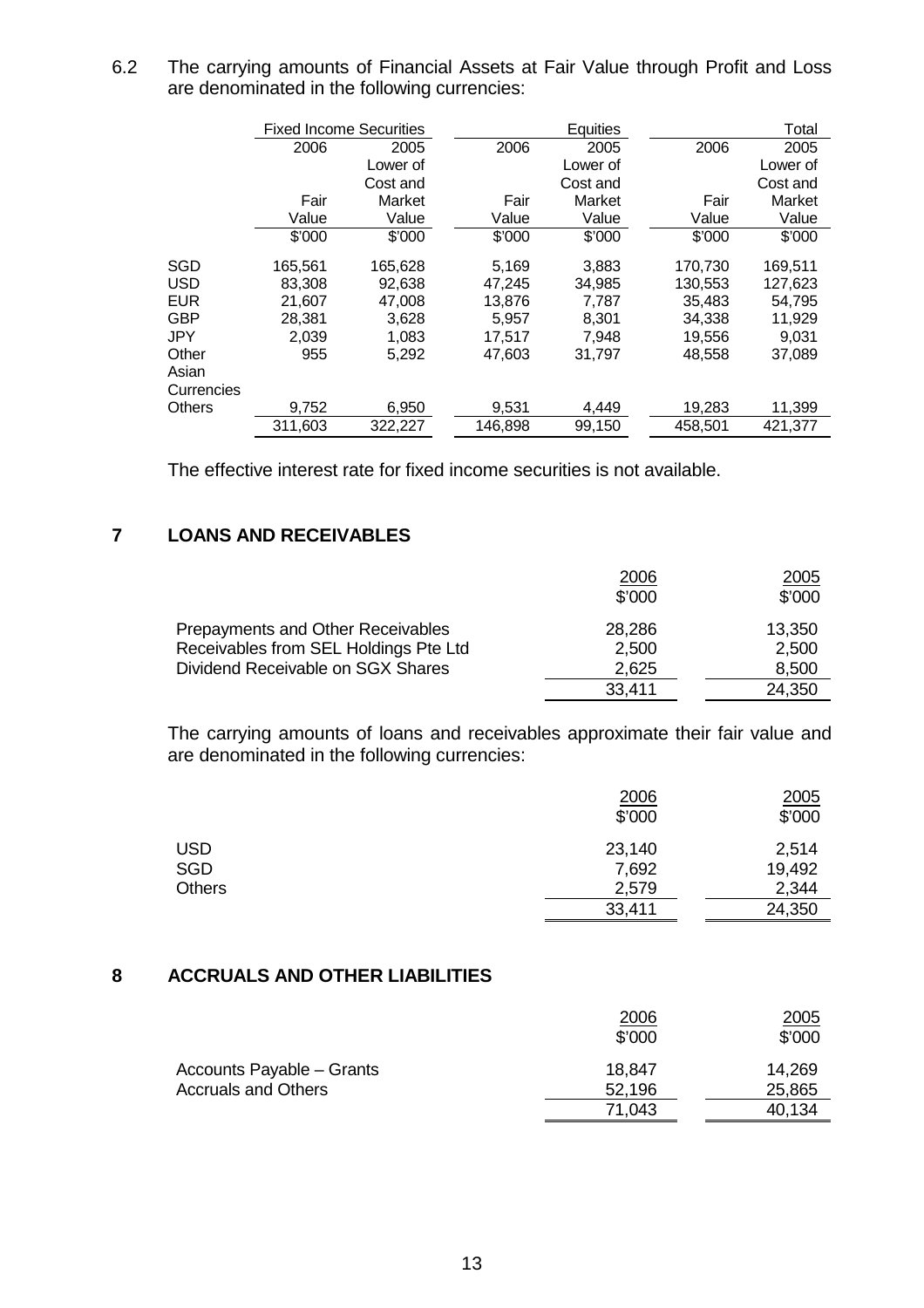6.2 The carrying amounts of Financial Assets at Fair Value through Profit and Loss are denominated in the following currencies:

| | Fixed Income Securities | | Equities | | Total | |
|---|---|---|---|---|---|---|
| | 2006 | 2005 | 2006 | 2005 | 2006 | 2005 |
| | Fair Value | Lower of Cost and Market Value | Fair Value | Lower of Cost and Market Value | Fair Value | Lower of Cost and Market Value |
| | \$'000 | \$'000 | \$'000 | \$'000 | \$'000 | \$'000 |
| SGD | 165,561 | 165,628 | 5,169 | 3,883 | 170,730 | 169,511 |
| USD | 83,308 | 92,638 | 47,245 | 34,985 | 130,553 | 127,623 |
| EUR | 21,607 | 47,008 | 13,876 | 7,787 | 35,483 | 54,795 |
| GBP | 28,381 | 3,628 | 5,957 | 8,301 | 34,338 | 11,929 |
| JPY | 2,039 | 1,083 | 17,517 | 7,948 | 19,556 | 9,031 |
| Other Asian Currencies | 955 | 5,292 | 47,603 | 31,797 | 48,558 | 37,089 |
| Others | 9,752 | 6,950 | 9,531 | 4,449 | 19,283 | 11,399 |
| | 311,603 | 322,227 | 146,898 | 99,150 | 458,501 | 421,377 |

The effective interest rate for fixed income securities is not available.

## 7 LOANS AND RECEIVABLES

| | 2006 | 2005 |
|---|---|---|
| | \$'000 | \$'000 |
| Prepayments and Other Receivables | 28,286 | 13,350 |
| Receivables from SEL Holdings Pte Ltd | 2,500 | 2,500 |
| Dividend Receivable on SGX Shares | 2,625 | 8,500 |
| | 33,411 | 24,350 |

The carrying amounts of loans and receivables approximate their fair value and are denominated in the following currencies:

| | 2006 | 2005 |
|---|---|---|
| | \$'000 | \$'000 |
| USD | 23,140 | 2,514 |
| SGD | 7,692 | 19,492 |
| Others | 2,579 | 2,344 |
| | 33,411 | 24,350 |

## 8 ACCRUALS AND OTHER LIABILITIES

| | 2006 | 2005 |
|---|---|---|
| | \$'000 | \$'000 |
| Accounts Payable – Grants | 18,847 | 14,269 |
| Accruals and Others | 52,196 | 25,865 |
| | 71,043 | 40,134 |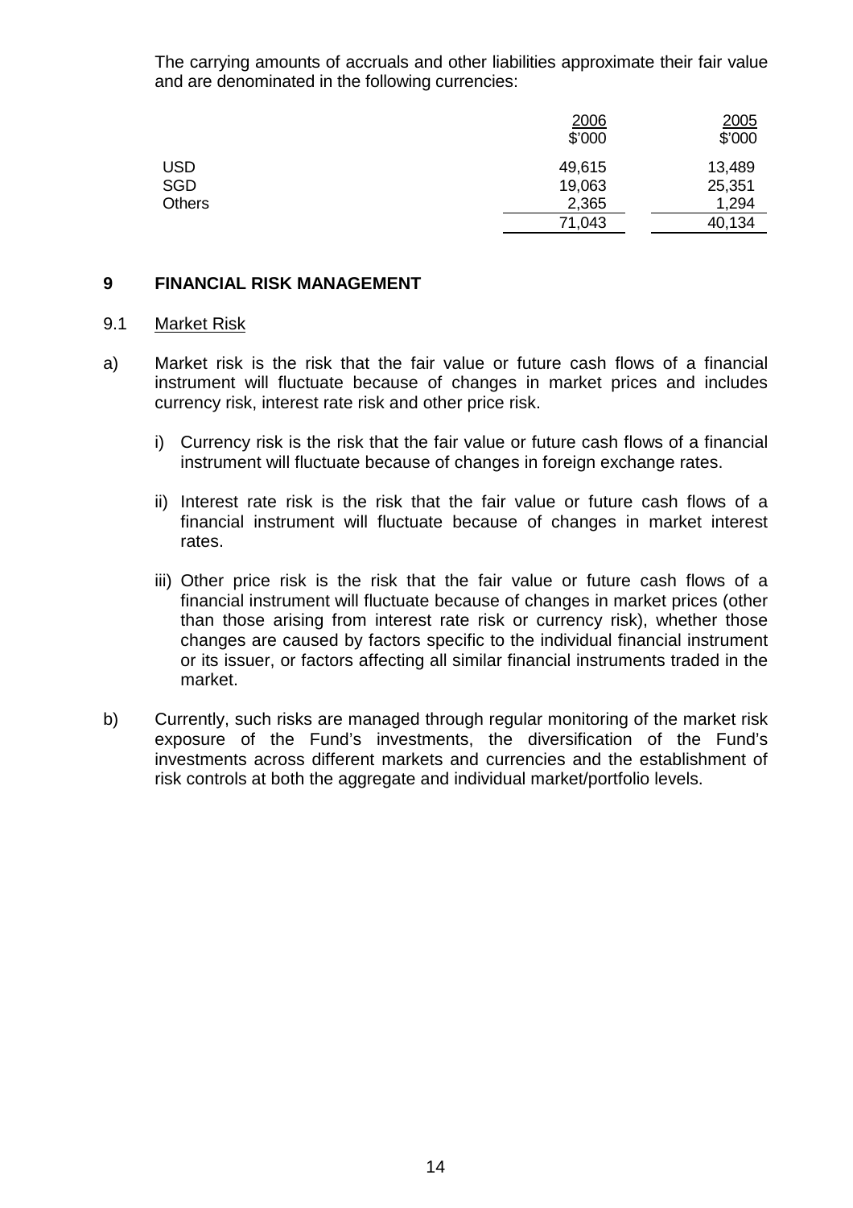The carrying amounts of accruals and other liabilities approximate their fair value and are denominated in the following currencies:

| | 2006<br>$'000 | 2005<br>$'000 |
|---|---|---|
| USD | 49,615 | 13,489 |
| SGD | 19,063 | 25,351 |
| Others | 2,365 | 1,294 |
| | 71,043 | 40,134 |

## 9 FINANCIAL RISK MANAGEMENT

### 9.1 Market Risk

a) Market risk is the risk that the fair value or future cash flows of a financial instrument will fluctuate because of changes in market prices and includes currency risk, interest rate risk and other price risk.

   i) Currency risk is the risk that the fair value or future cash flows of a financial instrument will fluctuate because of changes in foreign exchange rates.

   ii) Interest rate risk is the risk that the fair value or future cash flows of a financial instrument will fluctuate because of changes in market interest rates.

   iii) Other price risk is the risk that the fair value or future cash flows of a financial instrument will fluctuate because of changes in market prices (other than those arising from interest rate risk or currency risk), whether those changes are caused by factors specific to the individual financial instrument or its issuer, or factors affecting all similar financial instruments traded in the market.

b) Currently, such risks are managed through regular monitoring of the market risk exposure of the Fund's investments, the diversification of the Fund's investments across different markets and currencies and the establishment of risk controls at both the aggregate and individual market/portfolio levels.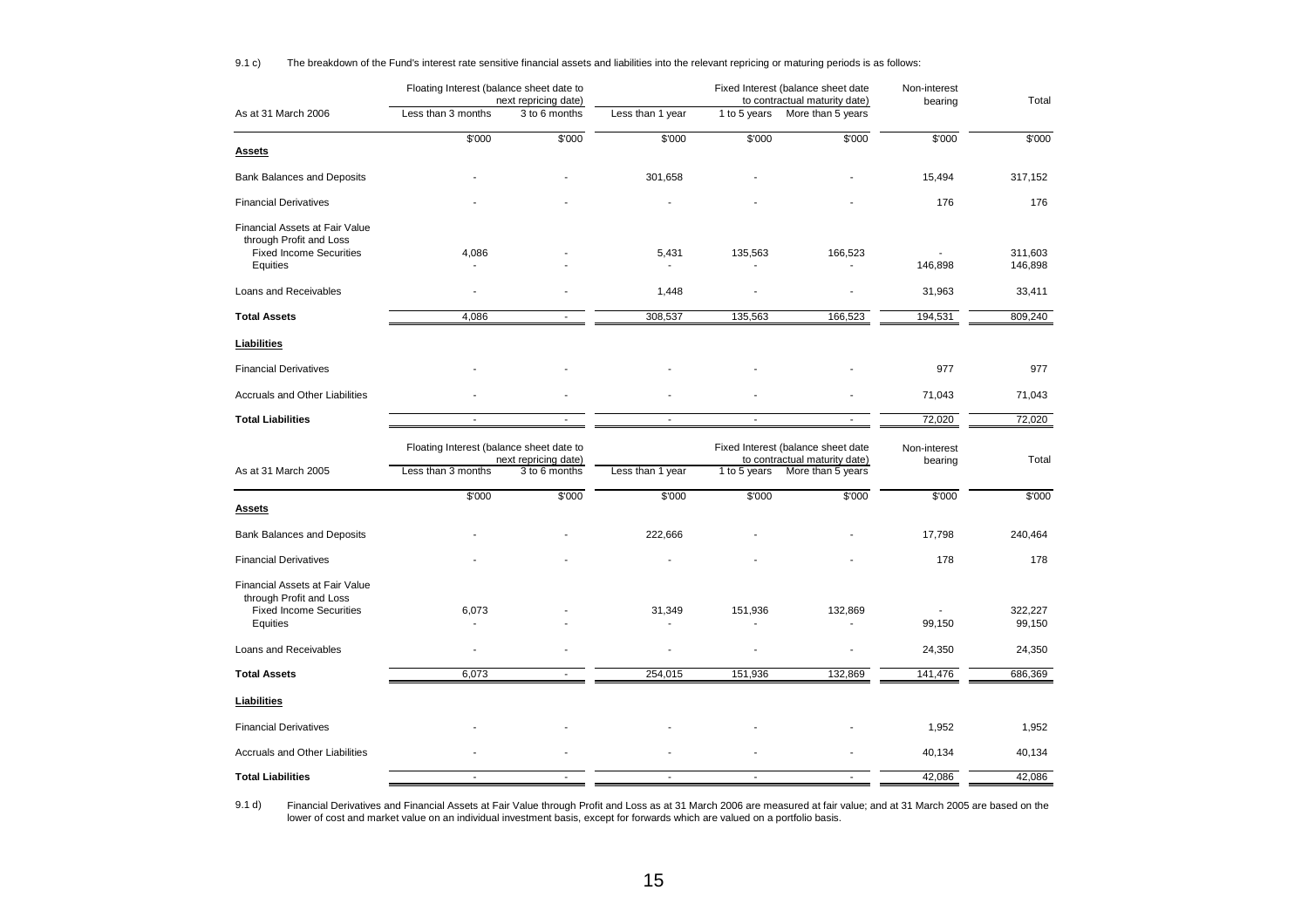9.1 c) The breakdown of the Fund's interest rate sensitive financial assets and liabilities into the relevant repricing or maturing periods is as follows:

| As at 31 March 2006 | Floating Interest (balance sheet date to next repricing date) | | | Fixed Interest (balance sheet date to contractual maturity date) | | Non-interest bearing | Total |
|---|---|---|---|---|---|---|---|
| | Less than 3 months | 3 to 6 months | Less than 1 year | 1 to 5 years | More than 5 years | | |
| | $'000 | $'000 | $'000 | $'000 | $'000 | $'000 | $'000 |
| **Assets** | | | | | | | |
| Bank Balances and Deposits | - | - | 301,658 | - | - | 15,494 | 317,152 |
| Financial Derivatives | - | - | - | - | - | 176 | 176 |
| Financial Assets at Fair Value through Profit and Loss | | | | | | | |
| Fixed Income Securities | 4,086 | - | 5,431 | 135,563 | 166,523 | - | 311,603 |
| Equities | - | - | - | - | - | 146,898 | 146,898 |
| Loans and Receivables | - | - | 1,448 | - | - | 31,963 | 33,411 |
| **Total Assets** | 4,086 | - | 308,537 | 135,563 | 166,523 | 194,531 | 809,240 |
| **Liabilities** | | | | | | | |
| Financial Derivatives | - | - | - | - | - | 977 | 977 |
| Accruals and Other Liabilities | - | - | - | - | - | 71,043 | 71,043 |
| **Total Liabilities** | - | - | - | - | - | 72,020 | 72,020 |

| As at 31 March 2005 | Floating Interest (balance sheet date to next repricing date) | | | Fixed Interest (balance sheet date to contractual maturity date) | | Non-interest bearing | Total |
|---|---|---|---|---|---|---|---|
| | Less than 3 months | 3 to 6 months | Less than 1 year | 1 to 5 years | More than 5 years | | |
| | $'000 | $'000 | $'000 | $'000 | $'000 | $'000 | $'000 |
| **Assets** | | | | | | | |
| Bank Balances and Deposits | - | - | 222,666 | - | - | 17,798 | 240,464 |
| Financial Derivatives | - | - | - | - | - | 178 | 178 |
| Financial Assets at Fair Value through Profit and Loss | | | | | | | |
| Fixed Income Securities | 6,073 | - | 31,349 | 151,936 | 132,869 | - | 322,227 |
| Equities | - | - | - | - | - | 99,150 | 99,150 |
| Loans and Receivables | - | - | - | - | - | 24,350 | 24,350 |
| **Total Assets** | 6,073 | - | 254,015 | 151,936 | 132,869 | 141,476 | 686,369 |
| **Liabilities** | | | | | | | |
| Financial Derivatives | - | - | - | - | - | 1,952 | 1,952 |
| Accruals and Other Liabilities | - | - | - | - | - | 40,134 | 40,134 |
| **Total Liabilities** | - | - | - | - | - | 42,086 | 42,086 |

9.1 d) Financial Derivatives and Financial Assets at Fair Value through Profit and Loss as at 31 March 2006 are measured at fair value; and at 31 March 2005 are based on the lower of cost and market value on an individual investment basis, except for forwards which are valued on a portfolio basis.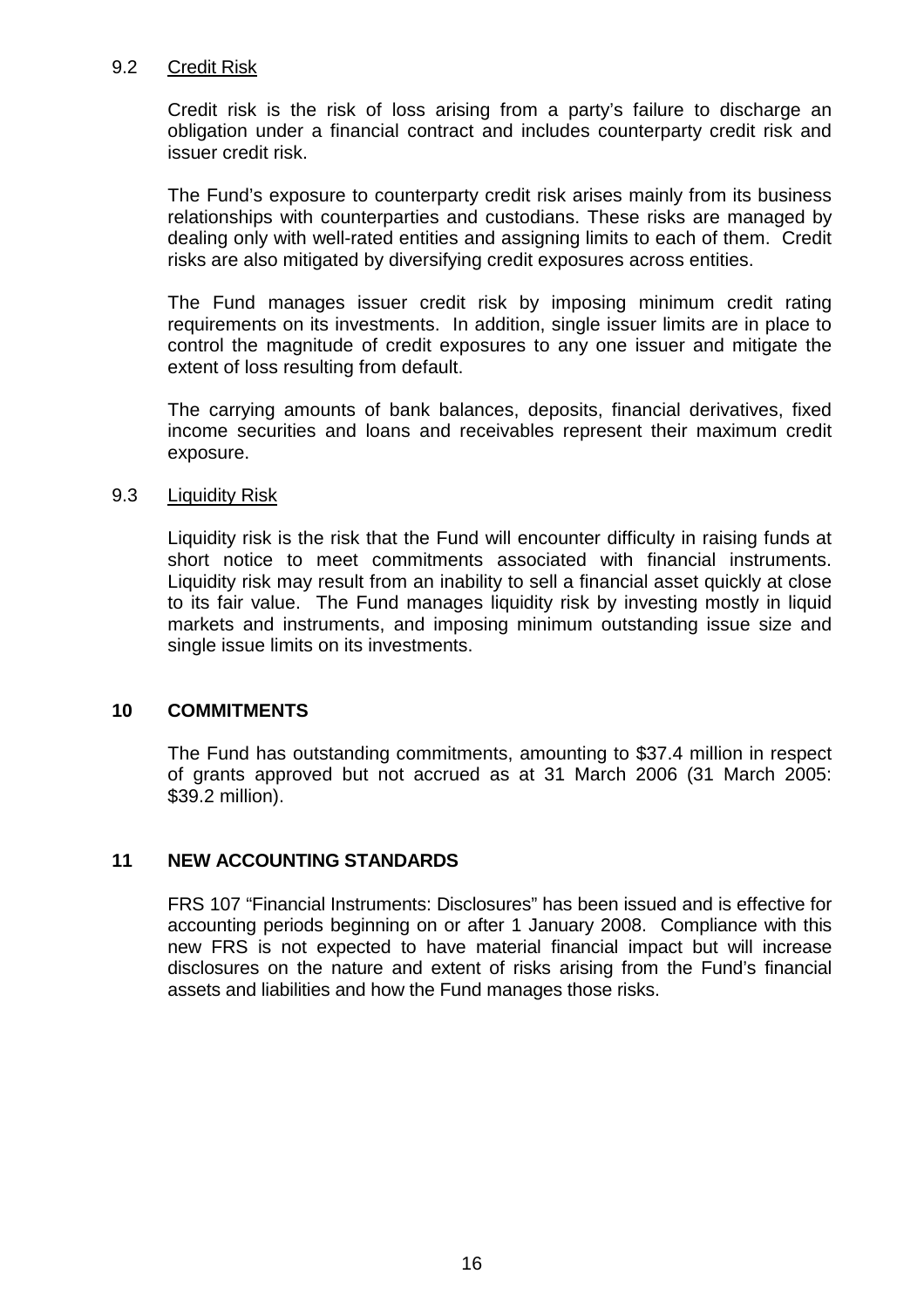### 9.2 Credit Risk

Credit risk is the risk of loss arising from a party's failure to discharge an obligation under a financial contract and includes counterparty credit risk and issuer credit risk.

The Fund's exposure to counterparty credit risk arises mainly from its business relationships with counterparties and custodians. These risks are managed by dealing only with well-rated entities and assigning limits to each of them. Credit risks are also mitigated by diversifying credit exposures across entities.

The Fund manages issuer credit risk by imposing minimum credit rating requirements on its investments. In addition, single issuer limits are in place to control the magnitude of credit exposures to any one issuer and mitigate the extent of loss resulting from default.

The carrying amounts of bank balances, deposits, financial derivatives, fixed income securities and loans and receivables represent their maximum credit exposure.

### 9.3 Liquidity Risk

Liquidity risk is the risk that the Fund will encounter difficulty in raising funds at short notice to meet commitments associated with financial instruments. Liquidity risk may result from an inability to sell a financial asset quickly at close to its fair value. The Fund manages liquidity risk by investing mostly in liquid markets and instruments, and imposing minimum outstanding issue size and single issue limits on its investments.

## 10 COMMITMENTS

The Fund has outstanding commitments, amounting to $37.4 million in respect of grants approved but not accrued as at 31 March 2006 (31 March 2005: $39.2 million).

## 11 NEW ACCOUNTING STANDARDS

FRS 107 "Financial Instruments: Disclosures" has been issued and is effective for accounting periods beginning on or after 1 January 2008. Compliance with this new FRS is not expected to have material financial impact but will increase disclosures on the nature and extent of risks arising from the Fund's financial assets and liabilities and how the Fund manages those risks.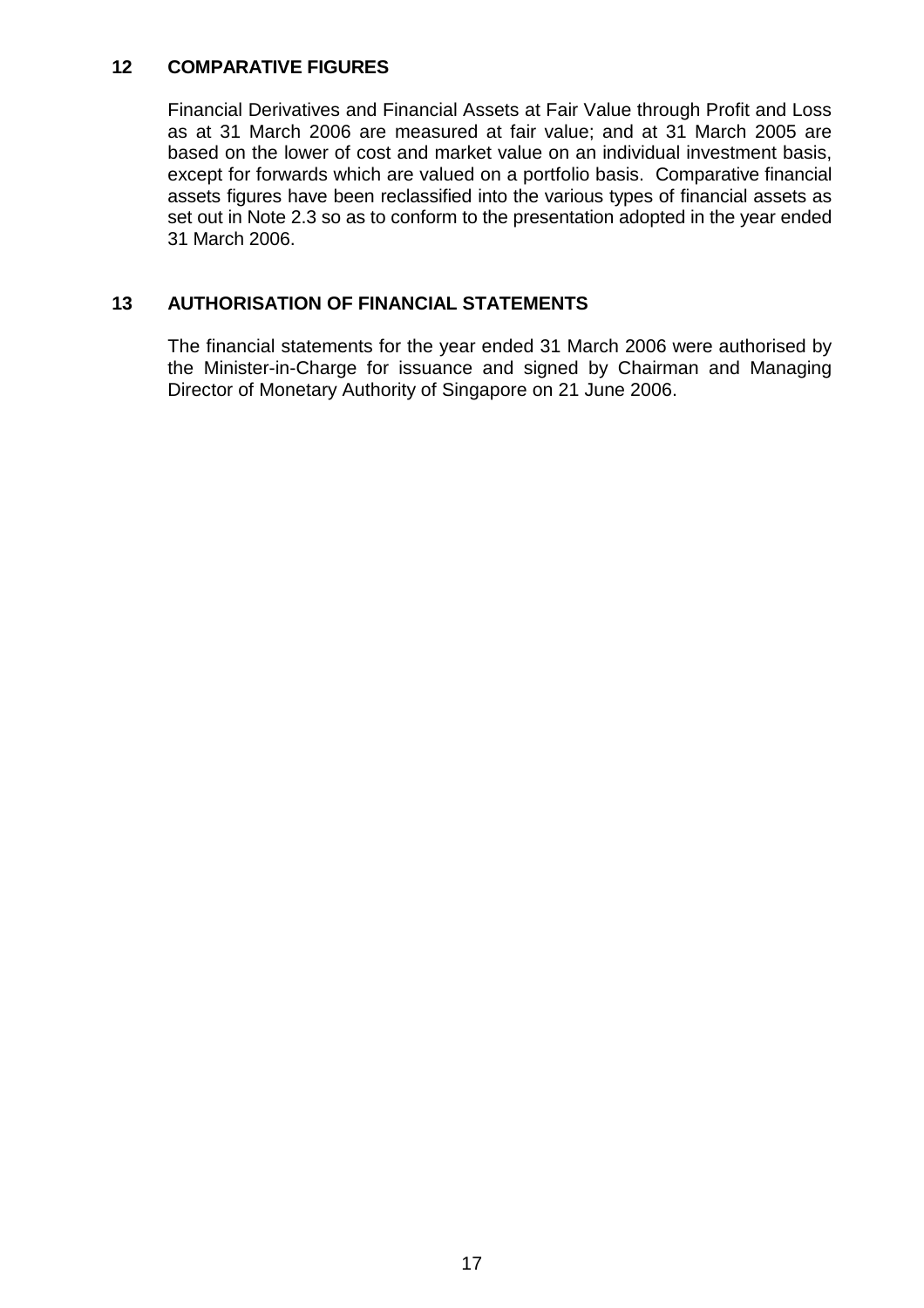## 12 COMPARATIVE FIGURES

Financial Derivatives and Financial Assets at Fair Value through Profit and Loss as at 31 March 2006 are measured at fair value; and at 31 March 2005 are based on the lower of cost and market value on an individual investment basis, except for forwards which are valued on a portfolio basis. Comparative financial assets figures have been reclassified into the various types of financial assets as set out in Note 2.3 so as to conform to the presentation adopted in the year ended 31 March 2006.

## 13 AUTHORISATION OF FINANCIAL STATEMENTS

The financial statements for the year ended 31 March 2006 were authorised by the Minister-in-Charge for issuance and signed by Chairman and Managing Director of Monetary Authority of Singapore on 21 June 2006.